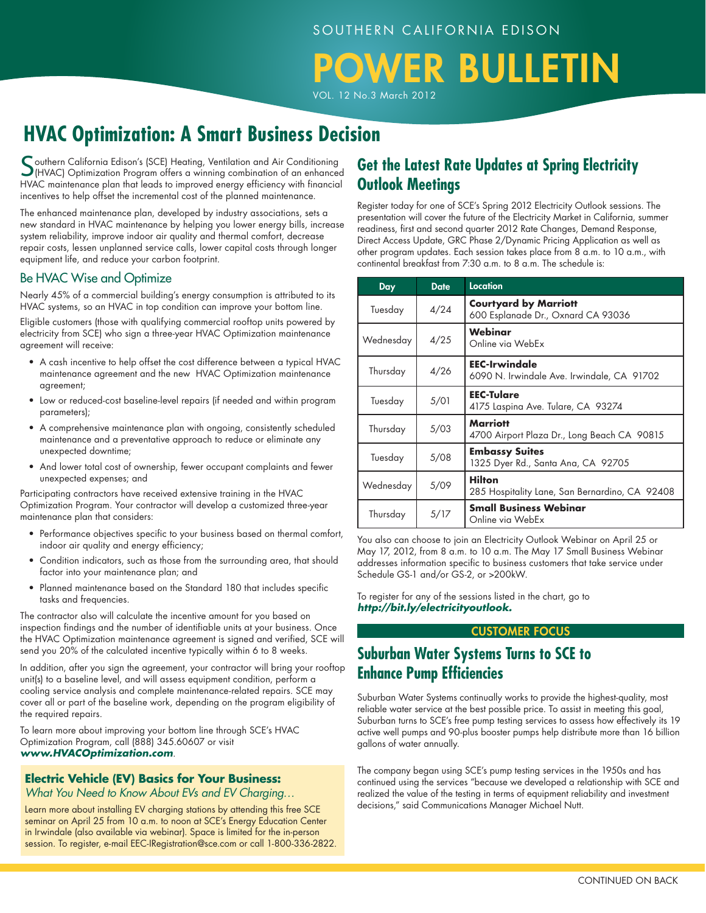SOUTHERN CALIFORNIA EDISON

# POWER BULLETIN

VOL. 12 No.3 March 2012

## HVAC Optimization: A Smart Business Decision

Southern California Edison's (SCE) Heating, Ventilation and Air Conditioning (HVAC) Optimization Program offers a winning combination of an enhanced HVAC maintenance plan that leads to improved energy efficiency with financial incentives to help offset the incremental cost of the planned maintenance.

The enhanced maintenance plan, developed by industry associations, sets a new standard in HVAC maintenance by helping you lower energy bills, increase system reliability, improve indoor air quality and thermal comfort, decrease repair costs, lessen unplanned service calls, lower capital costs through longer equipment life, and reduce your carbon footprint.

### Be HVAC Wise and Optimize

Nearly 45% of a commercial building's energy consumption is attributed to its HVAC systems, so an HVAC in top condition can improve your bottom line.

Eligible customers (those with qualifying commercial rooftop units powered by electricity from SCE) who sign a three-year HVAC Optimization maintenance agreement will receive:

- A cash incentive to help offset the cost difference between a typical HVAC maintenance agreement and the new HVAC Optimization maintenance agreement;
- Low or reduced-cost baseline-level repairs (if needed and within program parameters);
- A comprehensive maintenance plan with ongoing, consistently scheduled maintenance and a preventative approach to reduce or eliminate any unexpected downtime;
- And lower total cost of ownership, fewer occupant complaints and fewer unexpected expenses; and

Participating contractors have received extensive training in the HVAC Optimization Program. Your contractor will develop a customized three-year maintenance plan that considers:

- Performance objectives specific to your business based on thermal comfort, indoor air quality and energy efficiency;
- Condition indicators, such as those from the surrounding area, that should factor into your maintenance plan; and
- Planned maintenance based on the Standard 180 that includes specific tasks and frequencies.

The contractor also will calculate the incentive amount for you based on inspection findings and the number of identifiable units at your business. Once the HVAC Optimization maintenance agreement is signed and verified, SCE will send you 20% of the calculated incentive typically within 6 to 8 weeks.

In addition, after you sign the agreement, your contractor will bring your rooftop unit(s) to a baseline level, and will assess equipment condition, perform a cooling service analysis and complete maintenance-related repairs. SCE may cover all or part of the baseline work, depending on the program eligibility of the required repairs.

To learn more about improving your bottom line through SCE's HVAC Optimization Program, call (888) 345.60607 or visit ***www.HVACOptimization.com***.

### Electric Vehicle (EV) Basics for Your Business:

*What You Need to Know About EVs and EV Charging…*

Learn more about installing EV charging stations by attending this free SCE seminar on April 25 from 10 a.m. to noon at SCE's Energy Education Center in Irwindale (also available via webinar). Space is limited for the in-person session. To register, e-mail EEC-IRegistration@sce.com or call 1-800-336-2822.

## Get the Latest Rate Updates at Spring Electricity Outlook Meetings

Register today for one of SCE's Spring 2012 Electricity Outlook sessions. The presentation will cover the future of the Electricity Market in California, summer readiness, first and second quarter 2012 Rate Changes, Demand Response, Direct Access Update, GRC Phase 2/Dynamic Pricing Application as well as other program updates. Each session takes place from 8 a.m. to 10 a.m., with continental breakfast from 7:30 a.m. to 8 a.m. The schedule is:

| Day | Date | Location |
|---|---|---|
| Tuesday | 4/24 | **Courtyard by Marriott** 600 Esplanade Dr., Oxnard CA 93036 |
| Wednesday | 4/25 | **Webinar** Online via WebEx |
| Thursday | 4/26 | **EEC-Irwindale** 6090 N. Irwindale Ave. Irwindale, CA 91702 |
| Tuesday | 5/01 | **EEC-Tulare** 4175 Laspina Ave. Tulare, CA 93274 |
| Thursday | 5/03 | **Marriott** 4700 Airport Plaza Dr., Long Beach CA 90815 |
| Tuesday | 5/08 | **Embassy Suites** 1325 Dyer Rd., Santa Ana, CA 92705 |
| Wednesday | 5/09 | **Hilton** 285 Hospitality Lane, San Bernardino, CA 92408 |
| Thursday | 5/17 | **Small Business Webinar** Online via WebEx |

You also can choose to join an Electricity Outlook Webinar on April 25 or May 17, 2012, from 8 a.m. to 10 a.m. The May 17 Small Business Webinar addresses information specific to business customers that take service under Schedule GS-1 and/or GS-2, or >200kW.

To register for any of the sessions listed in the chart, go to ***http://bit.ly/electricityoutlook.***

**CUSTOMER FOCUS**

## Suburban Water Systems Turns to SCE to Enhance Pump Efficiencies

Suburban Water Systems continually works to provide the highest-quality, most reliable water service at the best possible price. To assist in meeting this goal, Suburban turns to SCE's free pump testing services to assess how effectively its 19 active well pumps and 90-plus booster pumps help distribute more than 16 billion gallons of water annually.

The company began using SCE's pump testing services in the 1950s and has continued using the services "because we developed a relationship with SCE and realized the value of the testing in terms of equipment reliability and investment decisions," said Communications Manager Michael Nutt.

CONTINUED ON BACK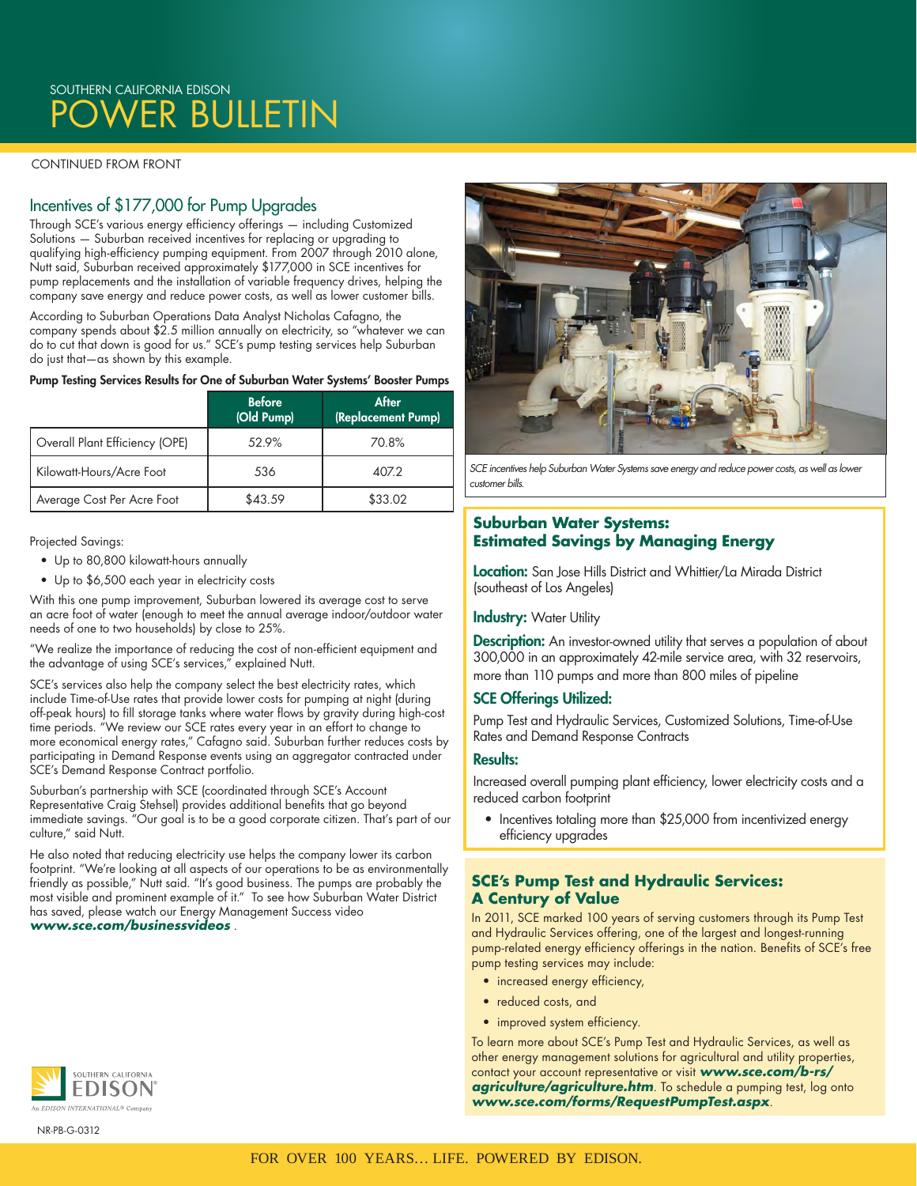SOUTHERN CALIFORNIA EDISON

# POWER BULLETIN

CONTINUED FROM FRONT

## Incentives of $177,000 for Pump Upgrades

Through SCE's various energy efficiency offerings — including Customized Solutions — Suburban received incentives for replacing or upgrading to qualifying high-efficiency pumping equipment. From 2007 through 2010 alone, Nutt said, Suburban received approximately $177,000 in SCE incentives for pump replacements and the installation of variable frequency drives, helping the company save energy and reduce power costs, as well as lower customer bills.

According to Suburban Operations Data Analyst Nicholas Cafagno, the company spends about $2.5 million annually on electricity, so "whatever we can do to cut that down is good for us." SCE's pump testing services help Suburban do just that—as shown by this example.

**Pump Testing Services Results for One of Suburban Water Systems' Booster Pumps**

| | Before (Old Pump) | After (Replacement Pump) |
|---|---|---|
| Overall Plant Efficiency (OPE) | 52.9% | 70.8% |
| Kilowatt-Hours/Acre Foot | 536 | 407.2 |
| Average Cost Per Acre Foot | $43.59 | $33.02 |

Projected Savings:

- Up to 80,800 kilowatt-hours annually
- Up to $6,500 each year in electricity costs

With this one pump improvement, Suburban lowered its average cost to serve an acre foot of water (enough to meet the annual average indoor/outdoor water needs of one to two households) by close to 25%.

"We realize the importance of reducing the cost of non-efficient equipment and the advantage of using SCE's services," explained Nutt.

SCE's services also help the company select the best electricity rates, which include Time-of-Use rates that provide lower costs for pumping at night (during off-peak hours) to fill storage tanks where water flows by gravity during high-cost time periods. "We review our SCE rates every year in an effort to change to more economical energy rates," Cafagno said. Suburban further reduces costs by participating in Demand Response events using an aggregator contracted under SCE's Demand Response Contract portfolio.

Suburban's partnership with SCE (coordinated through SCE's Account Representative Craig Stehsel) provides additional benefits that go beyond immediate savings. "Our goal is to be a good corporate citizen. That's part of our culture," said Nutt.

He also noted that reducing electricity use helps the company lower its carbon footprint. "We're looking at all aspects of our operations to be as environmentally friendly as possible," Nutt said. "It's good business. The pumps are probably the most visible and prominent example of it." To see how Suburban Water District has saved, please watch our Energy Management Success video ***www.sce.com/businessvideos*** .

*SCE incentives help Suburban Water Systems save energy and reduce power costs, as well as lower customer bills.*

### Suburban Water Systems: Estimated Savings by Managing Energy

**Location:** San Jose Hills District and Whittier/La Mirada District (southeast of Los Angeles)

**Industry:** Water Utility

**Description:** An investor-owned utility that serves a population of about 300,000 in an approximately 42-mile service area, with 32 reservoirs, more than 110 pumps and more than 800 miles of pipeline

**SCE Offerings Utilized:**

Pump Test and Hydraulic Services, Customized Solutions, Time-of-Use Rates and Demand Response Contracts

**Results:**

Increased overall pumping plant efficiency, lower electricity costs and a reduced carbon footprint

- Incentives totaling more than $25,000 from incentivized energy efficiency upgrades

### SCE's Pump Test and Hydraulic Services: A Century of Value

In 2011, SCE marked 100 years of serving customers through its Pump Test and Hydraulic Services offering, one of the largest and longest-running pump-related energy efficiency offerings in the nation. Benefits of SCE's free pump testing services may include:

- increased energy efficiency,
- reduced costs, and
- improved system efficiency.

To learn more about SCE's Pump Test and Hydraulic Services, as well as other energy management solutions for agricultural and utility properties, contact your account representative or visit ***www.sce.com/b-rs/agriculture/agriculture.htm***. To schedule a pumping test, log onto ***www.sce.com/forms/RequestPumpTest.aspx***.

SOUTHERN CALIFORNIA EDISON® An EDISON INTERNATIONAL® Company

NR-PB-G-0312

FOR OVER 100 YEARS... LIFE. POWERED BY EDISON.